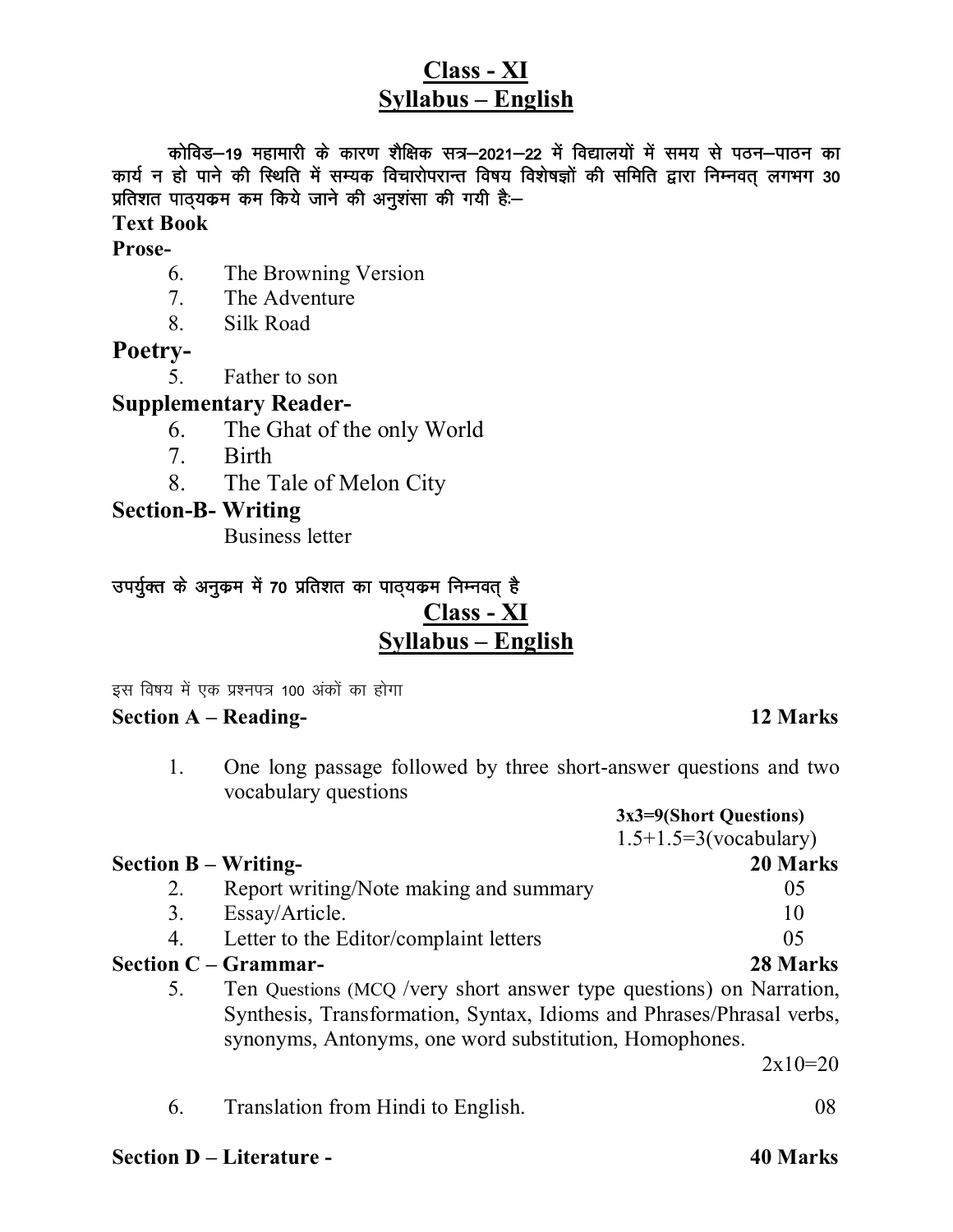# Class - XI
# Syllabus – English

कोविड–19 महामारी के कारण शैक्षिक सत्र–2021–22 में विद्यालयों में समय से पठन–पाठन का कार्य न हो पाने की स्थिति में सम्यक विचारोपरान्त विषय विशेषज्ञों की समिति द्वारा निम्नवत् लगभग 30 प्रतिशत पाठ्यक्रम कम किये जाने की अनुशंसा की गयी हैः–

**Text Book**

**Prose-**

6. The Browning Version
7. The Adventure
8. Silk Road

**Poetry-**

5. Father to son

**Supplementary Reader-**

6. The Ghat of the only World
7. Birth
8. The Tale of Melon City

**Section-B- Writing**

Business letter

उपर्युक्त के अनुक्रम में 70 प्रतिशत का पाठ्यक्रम निम्नवत् है

# Class - XI
# Syllabus – English

इस विषय में एक प्रश्नपत्र 100 अंकों का होगा

**Section A – Reading- 12 Marks**

1. One long passage followed by three short-answer questions and two vocabulary questions

   **3x3=9(Short Questions)**
   1.5+1.5=3(vocabulary)

**Section B – Writing- 20 Marks**

2. Report writing/Note making and summary — 05
3. Essay/Article. — 10
4. Letter to the Editor/complaint letters — 05

**Section C – Grammar- 28 Marks**

5. Ten Questions (MCQ /very short answer type questions) on Narration, Synthesis, Transformation, Syntax, Idioms and Phrases/Phrasal verbs, synonyms, Antonyms, one word substitution, Homophones.

   2x10=20

6. Translation from Hindi to English. — 08

**Section D – Literature - 40 Marks**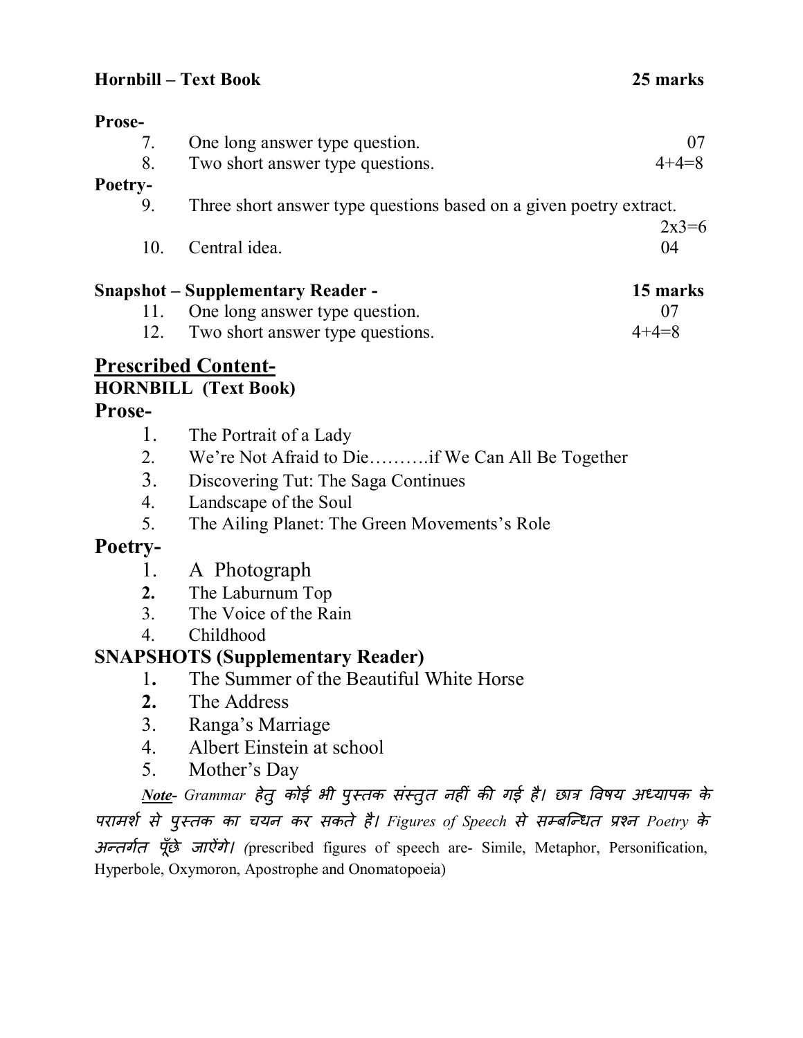**Hornbill – Text Book** **25 marks**

**Prose-**

7. One long answer type question. 07
8. Two short answer type questions. 4+4=8

**Poetry-**

9. Three short answer type questions based on a given poetry extract. 2x3=6
10. Central idea. 04

**Snapshot – Supplementary Reader -** **15 marks**

11. One long answer type question. 07
12. Two short answer type questions. 4+4=8

## Prescribed Content-

### HORNBILL (Text Book)

### Prose-

1. The Portrait of a Lady
2. We're Not Afraid to Die……….if We Can All Be Together
3. Discovering Tut: The Saga Continues
4. Landscape of the Soul
5. The Ailing Planet: The Green Movements's Role

### Poetry-

1. A Photograph
2. The Laburnum Top
3. The Voice of the Rain
4. Childhood

### SNAPSHOTS (Supplementary Reader)

1. The Summer of the Beautiful White Horse
2. The Address
3. Ranga's Marriage
4. Albert Einstein at school
5. Mother's Day

***Note-*** *Grammar हेतु कोई भी पुस्तक संस्तुत नहीं की गई है। छात्र विषय अध्यापक के परामर्श से पुस्तक का चयन कर सकते है। Figures of Speech से सम्बन्धित प्रश्न Poetry के अन्तर्गत पूँछे जाऐंगे। (*prescribed figures of speech are- Simile, Metaphor, Personification, Hyperbole, Oxymoron, Apostrophe and Onomatopoeia)